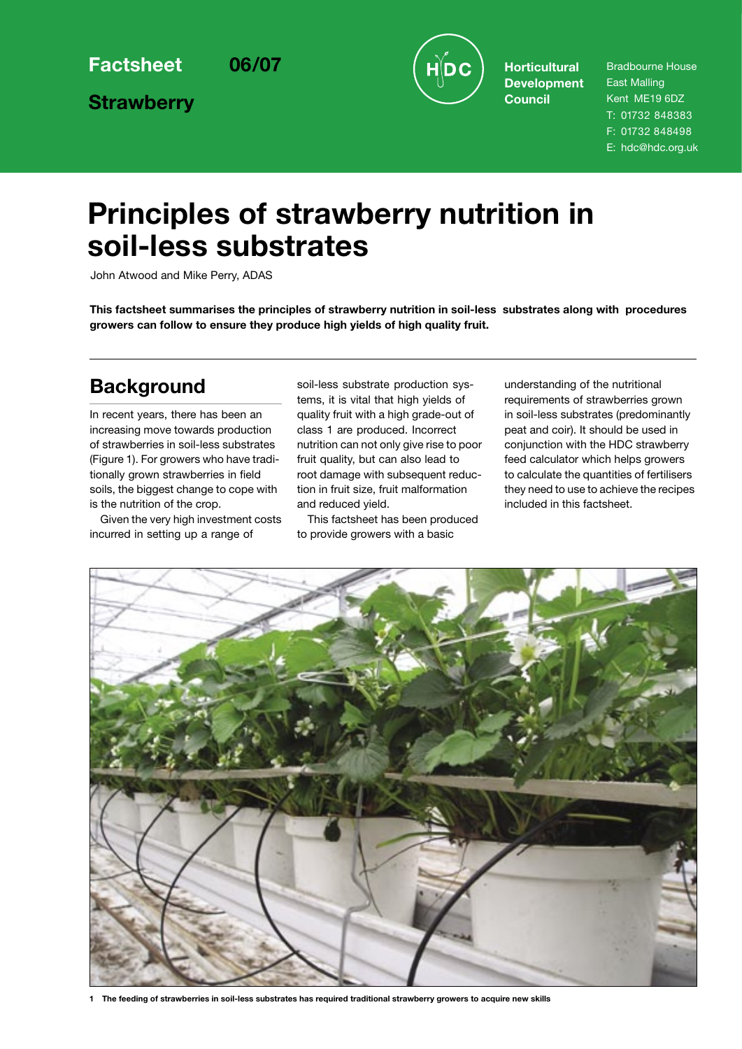**Factsheet 06/07**

**Strawberry**

**Horticultural Development Council**

Bradbourne House
East Malling
Kent ME19 6DZ
T: 01732 848383
F: 01732 848498
E: hdc@hdc.org.uk

# Principles of strawberry nutrition in soil-less substrates

John Atwood and Mike Perry, ADAS

**This factsheet summarises the principles of strawberry nutrition in soil-less substrates along with procedures growers can follow to ensure they produce high yields of high quality fruit.**

## Background

In recent years, there has been an increasing move towards production of strawberries in soil-less substrates (Figure 1). For growers who have traditionally grown strawberries in field soils, the biggest change to cope with is the nutrition of the crop.

Given the very high investment costs incurred in setting up a range of soil-less substrate production systems, it is vital that high yields of quality fruit with a high grade-out of class 1 are produced. Incorrect nutrition can not only give rise to poor fruit quality, but can also lead to root damage with subsequent reduction in fruit size, fruit malformation and reduced yield.

This factsheet has been produced to provide growers with a basic understanding of the nutritional requirements of strawberries grown in soil-less substrates (predominantly peat and coir). It should be used in conjunction with the HDC strawberry feed calculator which helps growers to calculate the quantities of fertilisers they need to use to achieve the recipes included in this factsheet.

**1 The feeding of strawberries in soil-less substrates has required traditional strawberry growers to acquire new skills**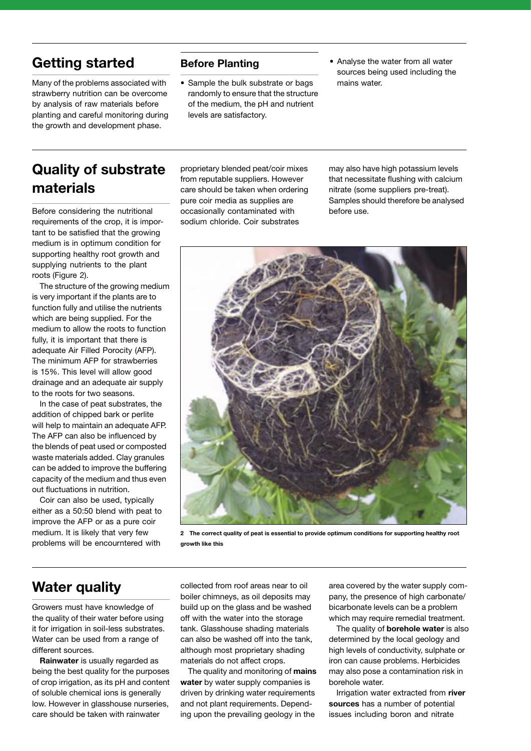## Getting started

Many of the problems associated with strawberry nutrition can be overcome by analysis of raw materials before planting and careful monitoring during the growth and development phase.

### Before Planting

- Sample the bulk substrate or bags randomly to ensure that the structure of the medium, the pH and nutrient levels are satisfactory.
- Analyse the water from all water sources being used including the mains water.

## Quality of substrate materials

Before considering the nutritional requirements of the crop, it is important to be satisfied that the growing medium is in optimum condition for supporting healthy root growth and supplying nutrients to the plant roots (Figure 2).

The structure of the growing medium is very important if the plants are to function fully and utilise the nutrients which are being supplied. For the medium to allow the roots to function fully, it is important that there is adequate Air Filled Porocity (AFP). The minimum AFP for strawberries is 15%. This level will allow good drainage and an adequate air supply to the roots for two seasons.

In the case of peat substrates, the addition of chipped bark or perlite will help to maintain an adequate AFP. The AFP can also be influenced by the blends of peat used or composted waste materials added. Clay granules can be added to improve the buffering capacity of the medium and thus even out fluctuations in nutrition.

Coir can also be used, typically either as a 50:50 blend with peat to improve the AFP or as a pure coir medium. It is likely that very few problems will be encourntered with proprietary blended peat/coir mixes from reputable suppliers. However care should be taken when ordering pure coir media as supplies are occasionally contaminated with sodium chloride. Coir substrates may also have high potassium levels that necessitate flushing with calcium nitrate (some suppliers pre-treat). Samples should therefore be analysed before use.

**2 The correct quality of peat is essential to provide optimum conditions for supporting healthy root growth like this**

## Water quality

Growers must have knowledge of the quality of their water before using it for irrigation in soil-less substrates. Water can be used from a range of different sources.

**Rainwater** is usually regarded as being the best quality for the purposes of crop irrigation, as its pH and content of soluble chemical ions is generally low. However in glasshouse nurseries, care should be taken with rainwater collected from roof areas near to oil boiler chimneys, as oil deposits may build up on the glass and be washed off with the water into the storage tank. Glasshouse shading materials can also be washed off into the tank, although most proprietary shading materials do not affect crops.

The quality and monitoring of **mains water** by water supply companies is driven by drinking water requirements and not plant requirements. Depending upon the prevailing geology in the area covered by the water supply company, the presence of high carbonate/bicarbonate levels can be a problem which may require remedial treatment.

The quality of **borehole water** is also determined by the local geology and high levels of conductivity, sulphate or iron can cause problems. Herbicides may also pose a contamination risk in borehole water.

Irrigation water extracted from **river sources** has a number of potential issues including boron and nitrate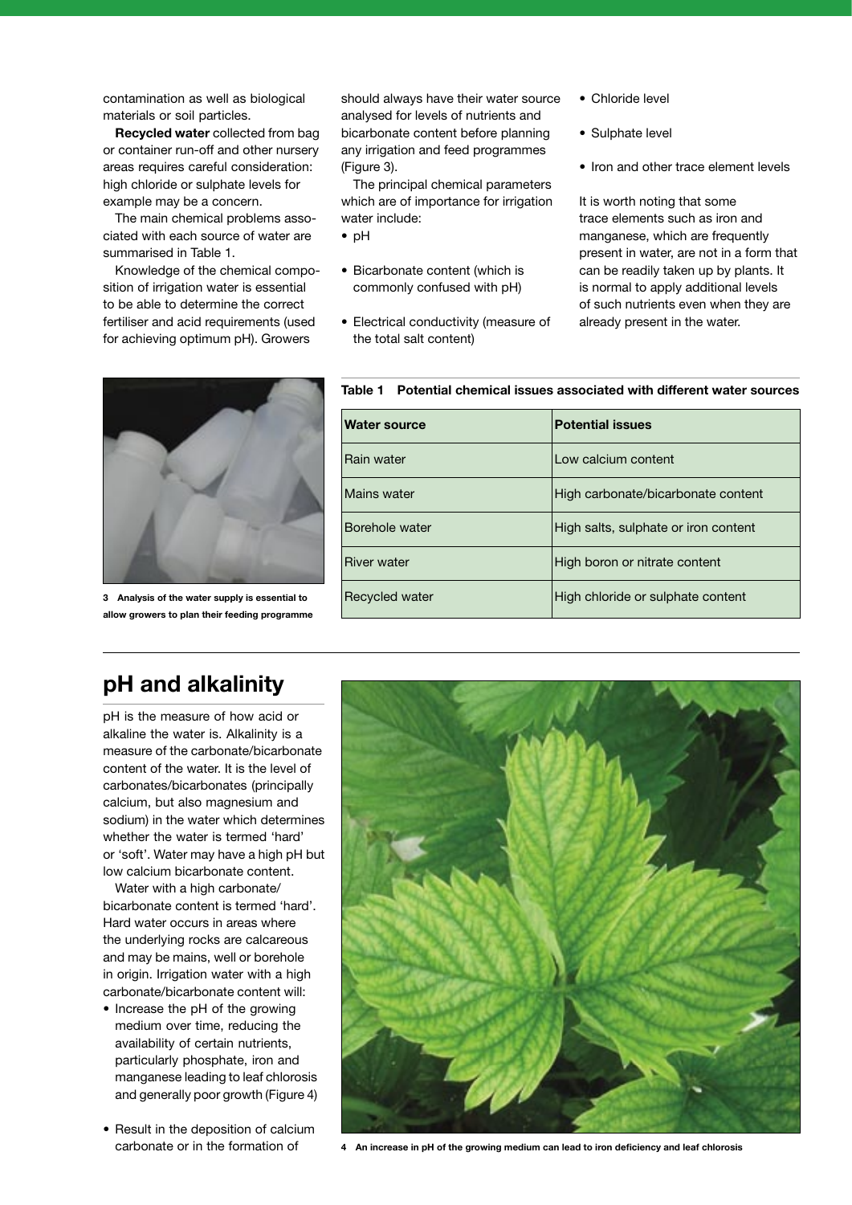contamination as well as biological materials or soil particles.

**Recycled water** collected from bag or container run-off and other nursery areas requires careful consideration: high chloride or sulphate levels for example may be a concern.

The main chemical problems associated with each source of water are summarised in Table 1.

Knowledge of the chemical composition of irrigation water is essential to be able to determine the correct fertiliser and acid requirements (used for achieving optimum pH). Growers should always have their water source analysed for levels of nutrients and bicarbonate content before planning any irrigation and feed programmes (Figure 3).

The principal chemical parameters which are of importance for irrigation water include:

- pH
- Bicarbonate content (which is commonly confused with pH)
- Electrical conductivity (measure of the total salt content)
- Chloride level
- Sulphate level
- Iron and other trace element levels

It is worth noting that some trace elements such as iron and manganese, which are frequently present in water, are not in a form that can be readily taken up by plants. It is normal to apply additional levels of such nutrients even when they are already present in the water.

3 Analysis of the water supply is essential to allow growers to plan their feeding programme

**Table 1 Potential chemical issues associated with different water sources**

| Water source | Potential issues |
|---|---|
| Rain water | Low calcium content |
| Mains water | High carbonate/bicarbonate content |
| Borehole water | High salts, sulphate or iron content |
| River water | High boron or nitrate content |
| Recycled water | High chloride or sulphate content |

## pH and alkalinity

pH is the measure of how acid or alkaline the water is. Alkalinity is a measure of the carbonate/bicarbonate content of the water. It is the level of carbonates/bicarbonates (principally calcium, but also magnesium and sodium) in the water which determines whether the water is termed 'hard' or 'soft'. Water may have a high pH but low calcium bicarbonate content.

Water with a high carbonate/bicarbonate content is termed 'hard'. Hard water occurs in areas where the underlying rocks are calcareous and may be mains, well or borehole in origin. Irrigation water with a high carbonate/bicarbonate content will:

- Increase the pH of the growing medium over time, reducing the availability of certain nutrients, particularly phosphate, iron and manganese leading to leaf chlorosis and generally poor growth (Figure 4)
- Result in the deposition of calcium carbonate or in the formation of

4 An increase in pH of the growing medium can lead to iron deficiency and leaf chlorosis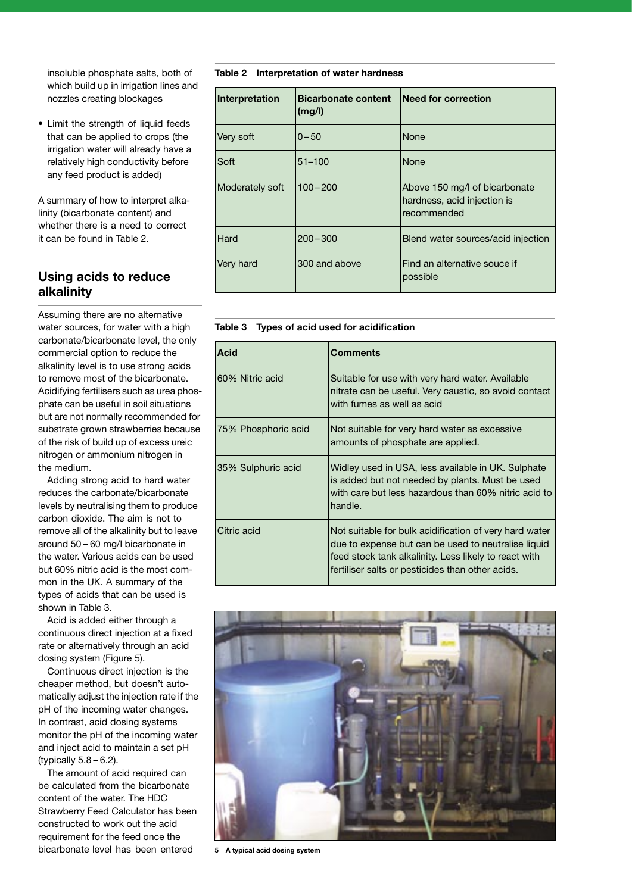insoluble phosphate salts, both of which build up in irrigation lines and nozzles creating blockages

- Limit the strength of liquid feeds that can be applied to crops (the irrigation water will already have a relatively high conductivity before any feed product is added)

A summary of how to interpret alkalinity (bicarbonate content) and whether there is a need to correct it can be found in Table 2.

## Using acids to reduce alkalinity

Assuming there are no alternative water sources, for water with a high carbonate/bicarbonate level, the only commercial option to reduce the alkalinity level is to use strong acids to remove most of the bicarbonate. Acidifying fertilisers such as urea phosphate can be useful in soil situations but are not normally recommended for substrate grown strawberries because of the risk of build up of excess ureic nitrogen or ammonium nitrogen in the medium.

Adding strong acid to hard water reduces the carbonate/bicarbonate levels by neutralising them to produce carbon dioxide. The aim is not to remove all of the alkalinity but to leave around 50 – 60 mg/l bicarbonate in the water. Various acids can be used but 60% nitric acid is the most common in the UK. A summary of the types of acids that can be used is shown in Table 3.

Acid is added either through a continuous direct injection at a fixed rate or alternatively through an acid dosing system (Figure 5).

Continuous direct injection is the cheaper method, but doesn't automatically adjust the injection rate if the pH of the incoming water changes. In contrast, acid dosing systems monitor the pH of the incoming water and inject acid to maintain a set pH (typically 5.8 – 6.2).

The amount of acid required can be calculated from the bicarbonate content of the water. The HDC Strawberry Feed Calculator has been constructed to work out the acid requirement for the feed once the bicarbonate level has been entered

**Table 2 Interpretation of water hardness**

| Interpretation | Bicarbonate content (mg/l) | Need for correction |
|---|---|---|
| Very soft | 0 – 50 | None |
| Soft | 51–100 | None |
| Moderately soft | 100 – 200 | Above 150 mg/l of bicarbonate hardness, acid injection is recommended |
| Hard | 200 – 300 | Blend water sources/acid injection |
| Very hard | 300 and above | Find an alternative souce if possible |

**Table 3 Types of acid used for acidification**

| Acid | Comments |
|---|---|
| 60% Nitric acid | Suitable for use with very hard water. Available nitrate can be useful. Very caustic, so avoid contact with fumes as well as acid |
| 75% Phosphoric acid | Not suitable for very hard water as excessive amounts of phosphate are applied. |
| 35% Sulphuric acid | Widley used in USA, less available in UK. Sulphate is added but not needed by plants. Must be used with care but less hazardous than 60% nitric acid to handle. |
| Citric acid | Not suitable for bulk acidification of very hard water due to expense but can be used to neutralise liquid feed stock tank alkalinity. Less likely to react with fertiliser salts or pesticides than other acids. |

**5 A typical acid dosing system**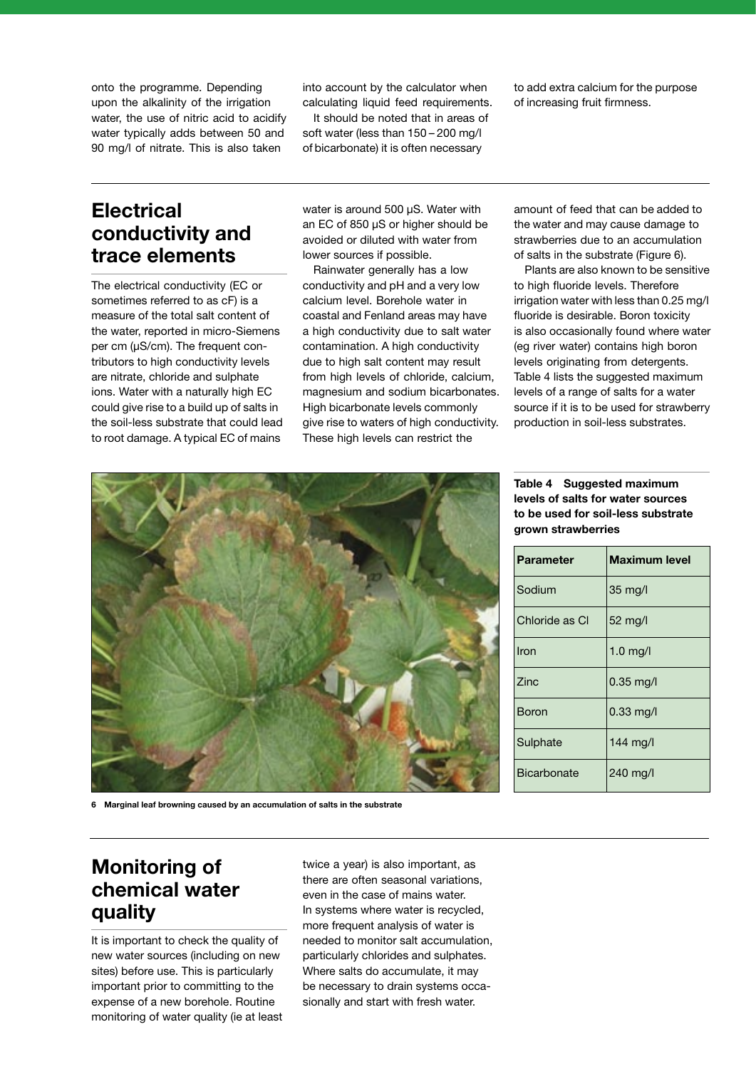onto the programme. Depending upon the alkalinity of the irrigation water, the use of nitric acid to acidify water typically adds between 50 and 90 mg/l of nitrate. This is also taken into account by the calculator when calculating liquid feed requirements.

It should be noted that in areas of soft water (less than 150 – 200 mg/l of bicarbonate) it is often necessary to add extra calcium for the purpose of increasing fruit firmness.

## Electrical conductivity and trace elements

The electrical conductivity (EC or sometimes referred to as cF) is a measure of the total salt content of the water, reported in micro-Siemens per cm (μS/cm). The frequent contributors to high conductivity levels are nitrate, chloride and sulphate ions. Water with a naturally high EC could give rise to a build up of salts in the soil-less substrate that could lead to root damage. A typical EC of mains water is around 500 μS. Water with an EC of 850 μS or higher should be avoided or diluted with water from lower sources if possible.

Rainwater generally has a low conductivity and pH and a very low calcium level. Borehole water in coastal and Fenland areas may have a high conductivity due to salt water contamination. A high conductivity due to high salt content may result from high levels of chloride, calcium, magnesium and sodium bicarbonates. High bicarbonate levels commonly give rise to waters of high conductivity. These high levels can restrict the amount of feed that can be added to the water and may cause damage to strawberries due to an accumulation of salts in the substrate (Figure 6).

Plants are also known to be sensitive to high fluoride levels. Therefore irrigation water with less than 0.25 mg/l fluoride is desirable. Boron toxicity is also occasionally found where water (eg river water) contains high boron levels originating from detergents. Table 4 lists the suggested maximum levels of a range of salts for a water source if it is to be used for strawberry production in soil-less substrates.

**6 Marginal leaf browning caused by an accumulation of salts in the substrate**

**Table 4 Suggested maximum levels of salts for water sources to be used for soil-less substrate grown strawberries**

| Parameter | Maximum level |
|---|---|
| Sodium | 35 mg/l |
| Chloride as Cl | 52 mg/l |
| Iron | 1.0 mg/l |
| Zinc | 0.35 mg/l |
| Boron | 0.33 mg/l |
| Sulphate | 144 mg/l |
| Bicarbonate | 240 mg/l |

## Monitoring of chemical water quality

It is important to check the quality of new water sources (including on new sites) before use. This is particularly important prior to committing to the expense of a new borehole. Routine monitoring of water quality (ie at least twice a year) is also important, as there are often seasonal variations, even in the case of mains water. In systems where water is recycled, more frequent analysis of water is needed to monitor salt accumulation, particularly chlorides and sulphates. Where salts do accumulate, it may be necessary to drain systems occasionally and start with fresh water.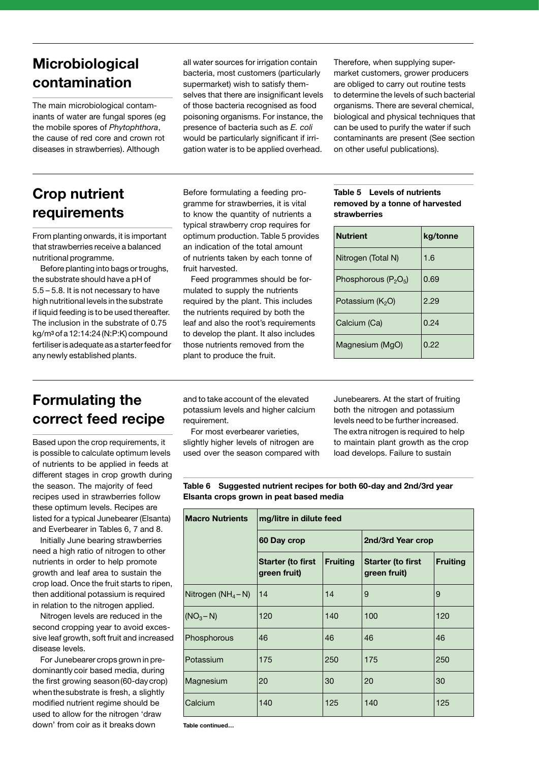## Microbiological contamination

The main microbiological contaminants of water are fungal spores (eg the mobile spores of *Phytophthora*, the cause of red core and crown rot diseases in strawberries). Although all water sources for irrigation contain bacteria, most customers (particularly supermarket) wish to satisfy themselves that there are insignificant levels of those bacteria recognised as food poisoning organisms. For instance, the presence of bacteria such as *E. coli* would be particularly significant if irrigation water is to be applied overhead.

Therefore, when supplying supermarket customers, grower producers are obliged to carry out routine tests to determine the levels of such bacterial organisms. There are several chemical, biological and physical techniques that can be used to purify the water if such contaminants are present (See section on other useful publications).

## Crop nutrient requirements

From planting onwards, it is important that strawberries receive a balanced nutritional programme.

Before planting into bags or troughs, the substrate should have a pH of 5.5 – 5.8. It is not necessary to have high nutritional levels in the substrate if liquid feeding is to be used thereafter. The inclusion in the substrate of 0.75 kg/m³ of a 12:14:24 (N:P:K) compound fertiliser is adequate as a starter feed for any newly established plants.

Before formulating a feeding programme for strawberries, it is vital to know the quantity of nutrients a typical strawberry crop requires for optimum production. Table 5 provides an indication of the total amount of nutrients taken by each tonne of fruit harvested.

Feed programmes should be formulated to supply the nutrients required by the plant. This includes the nutrients required by both the leaf and also the root's requirements to develop the plant. It also includes those nutrients removed from the plant to produce the fruit.

**Table 5 Levels of nutrients removed by a tonne of harvested strawberries**

| Nutrient | kg/tonne |
|---|---|
| Nitrogen (Total N) | 1.6 |
| Phosphorous ($P_2O_5$) | 0.69 |
| Potassium ($K_2O$) | 2.29 |
| Calcium (Ca) | 0.24 |
| Magnesium (MgO) | 0.22 |

## Formulating the correct feed recipe

Based upon the crop requirements, it is possible to calculate optimum levels of nutrients to be applied in feeds at different stages in crop growth during the season. The majority of feed recipes used in strawberries follow these optimum levels. Recipes are listed for a typical Junebearer (Elsanta) and Everbearer in Tables 6, 7 and 8.

Initially June bearing strawberries need a high ratio of nitrogen to other nutrients in order to help promote growth and leaf area to sustain the crop load. Once the fruit starts to ripen, then additional potassium is required in relation to the nitrogen applied.

Nitrogen levels are reduced in the second cropping year to avoid excessive leaf growth, soft fruit and increased disease levels.

For Junebearer crops grown in predominantly coir based media, during the first growing season (60-day crop) when the substrate is fresh, a slightly modified nutrient regime should be used to allow for the nitrogen 'draw down' from coir as it breaks down and to take account of the elevated potassium levels and higher calcium requirement.

For most everbearer varieties, slightly higher levels of nitrogen are used over the season compared with Junebearers. At the start of fruiting both the nitrogen and potassium levels need to be further increased. The extra nitrogen is required to help to maintain plant growth as the crop load develops. Failure to sustain

**Table 6 Suggested nutrient recipes for both 60-day and 2nd/3rd year Elsanta crops grown in peat based media**

| Macro Nutrients | mg/litre in dilute feed | | | |
|---|---|---|---|---|
| | 60 Day crop | | 2nd/3rd Year crop | |
| | Starter (to first green fruit) | Fruiting | Starter (to first green fruit) | Fruiting |
| Nitrogen ($NH_4$ – N) | 14 | 14 | 9 | 9 |
| ($NO_3$ – N) | 120 | 140 | 100 | 120 |
| Phosphorous | 46 | 46 | 46 | 46 |
| Potassium | 175 | 250 | 175 | 250 |
| Magnesium | 20 | 30 | 20 | 30 |
| Calcium | 140 | 125 | 140 | 125 |

Table continued…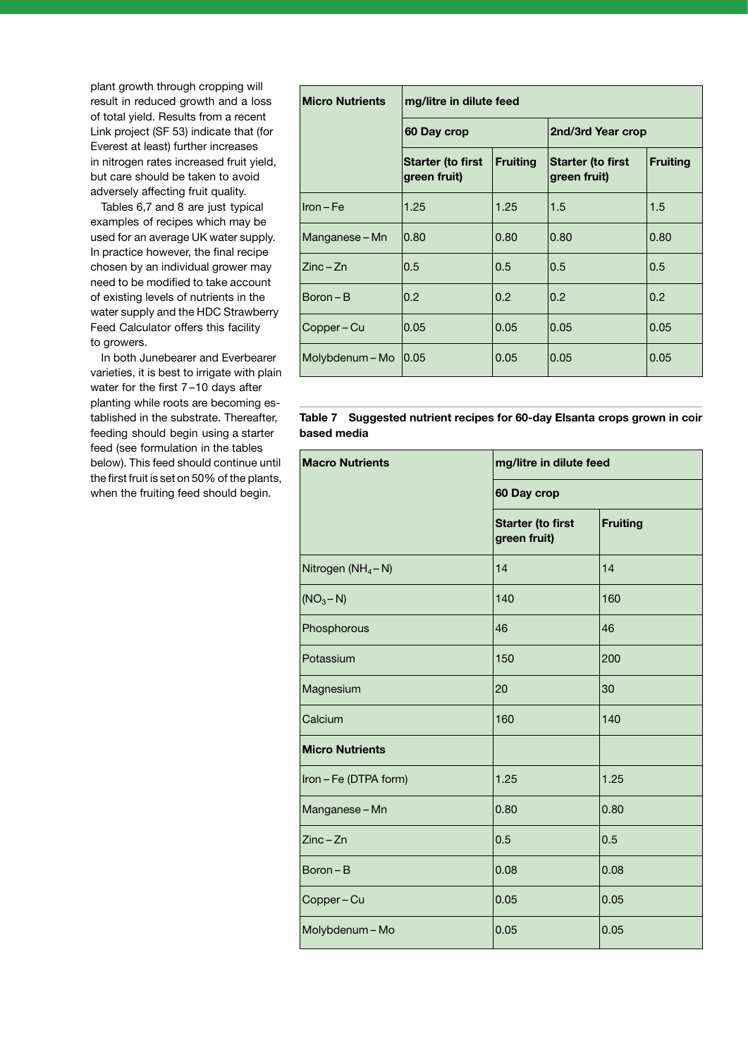plant growth through cropping will result in reduced growth and a loss of total yield. Results from a recent Link project (SF 53) indicate that (for Everest at least) further increases in nitrogen rates increased fruit yield, but care should be taken to avoid adversely affecting fruit quality.

Tables 6,7 and 8 are just typical examples of recipes which may be used for an average UK water supply. In practice however, the final recipe chosen by an individual grower may need to be modified to take account of existing levels of nutrients in the water supply and the HDC Strawberry Feed Calculator offers this facility to growers.

In both Junebearer and Everbearer varieties, it is best to irrigate with plain water for the first 7–10 days after planting while roots are becoming established in the substrate. Thereafter, feeding should begin using a starter feed (see formulation in the tables below). This feed should continue until the first fruit is set on 50% of the plants, when the fruiting feed should begin.

| **Micro Nutrients** | **mg/litre in dilute feed** | | | |
|---|---|---|---|---|
| | **60 Day crop** | | **2nd/3rd Year crop** | |
| | **Starter (to first green fruit)** | **Fruiting** | **Starter (to first green fruit)** | **Fruiting** |
| Iron – Fe | 1.25 | 1.25 | 1.5 | 1.5 |
| Manganese – Mn | 0.80 | 0.80 | 0.80 | 0.80 |
| Zinc – Zn | 0.5 | 0.5 | 0.5 | 0.5 |
| Boron – B | 0.2 | 0.2 | 0.2 | 0.2 |
| Copper – Cu | 0.05 | 0.05 | 0.05 | 0.05 |
| Molybdenum – Mo | 0.05 | 0.05 | 0.05 | 0.05 |

**Table 7 Suggested nutrient recipes for 60-day Elsanta crops grown in coir based media**

| **Macro Nutrients** | **mg/litre in dilute feed** | |
|---|---|---|
| | **60 Day crop** | |
| | **Starter (to first green fruit)** | **Fruiting** |
| Nitrogen ($NH_4$ – N) | 14 | 14 |
| ($NO_3$ – N) | 140 | 160 |
| Phosphorous | 46 | 46 |
| Potassium | 150 | 200 |
| Magnesium | 20 | 30 |
| Calcium | 160 | 140 |
| **Micro Nutrients** | | |
| Iron – Fe (DTPA form) | 1.25 | 1.25 |
| Manganese – Mn | 0.80 | 0.80 |
| Zinc – Zn | 0.5 | 0.5 |
| Boron – B | 0.08 | 0.08 |
| Copper – Cu | 0.05 | 0.05 |
| Molybdenum – Mo | 0.05 | 0.05 |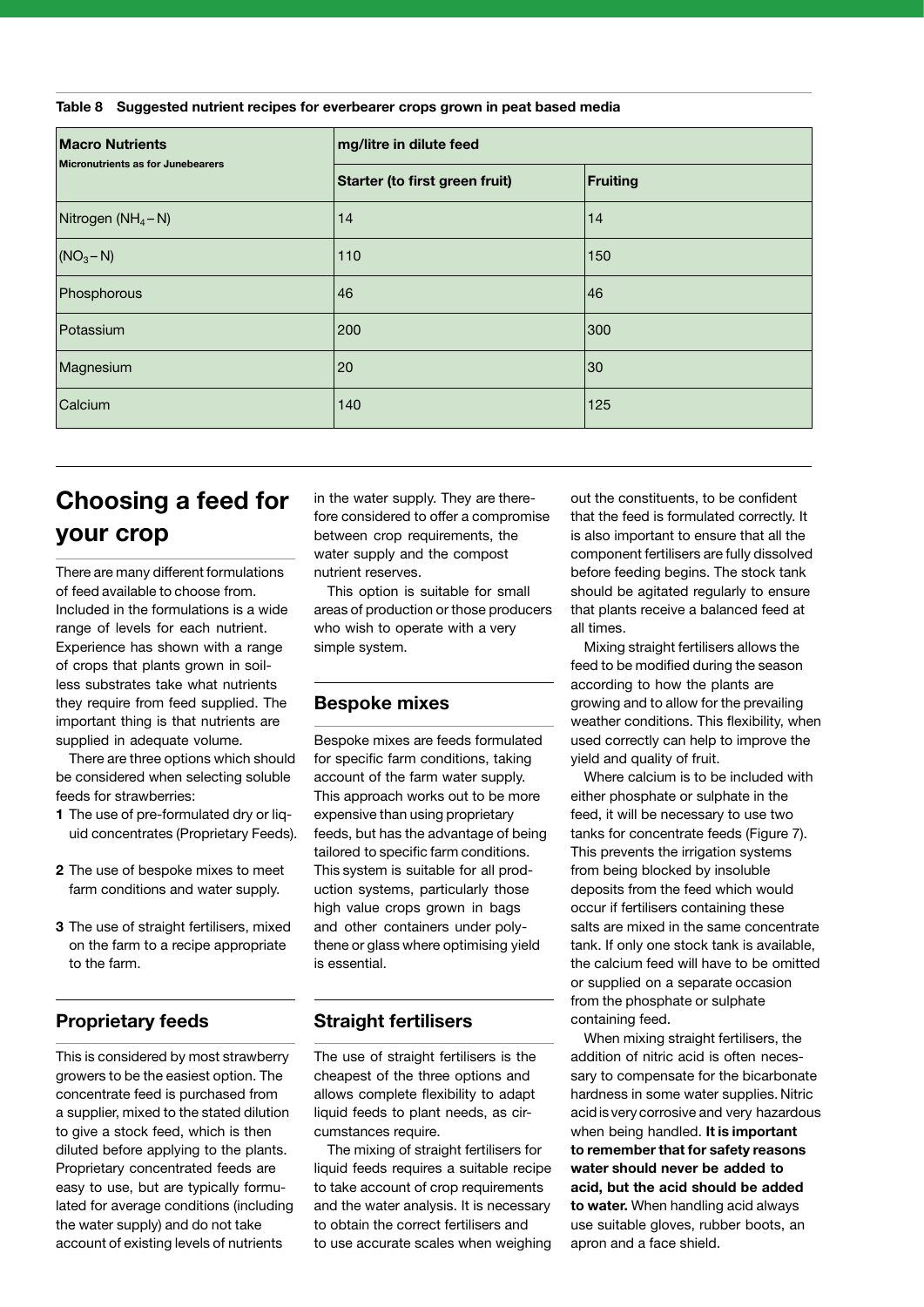**Table 8 Suggested nutrient recipes for everbearer crops grown in peat based media**

| Macro Nutrients<br>Micronutrients as for Junebearers | mg/litre in dilute feed | |
|---|---|---|
| | Starter (to first green fruit) | Fruiting |
| Nitrogen ($NH_4-N$) | 14 | 14 |
| ($NO_3-N$) | 110 | 150 |
| Phosphorous | 46 | 46 |
| Potassium | 200 | 300 |
| Magnesium | 20 | 30 |
| Calcium | 140 | 125 |

## Choosing a feed for your crop

There are many different formulations of feed available to choose from. Included in the formulations is a wide range of levels for each nutrient. Experience has shown with a range of crops that plants grown in soilless substrates take what nutrients they require from feed supplied. The important thing is that nutrients are supplied in adequate volume.

There are three options which should be considered when selecting soluble feeds for strawberries:

1. The use of pre-formulated dry or liquid concentrates (Proprietary Feeds).
2. The use of bespoke mixes to meet farm conditions and water supply.
3. The use of straight fertilisers, mixed on the farm to a recipe appropriate to the farm.

### Proprietary feeds

This is considered by most strawberry growers to be the easiest option. The concentrate feed is purchased from a supplier, mixed to the stated dilution to give a stock feed, which is then diluted before applying to the plants. Proprietary concentrated feeds are easy to use, but are typically formulated for average conditions (including the water supply) and do not take account of existing levels of nutrients in the water supply. They are therefore considered to offer a compromise between crop requirements, the water supply and the compost nutrient reserves.

This option is suitable for small areas of production or those producers who wish to operate with a very simple system.

### Bespoke mixes

Bespoke mixes are feeds formulated for specific farm conditions, taking account of the farm water supply. This approach works out to be more expensive than using proprietary feeds, but has the advantage of being tailored to specific farm conditions. This system is suitable for all production systems, particularly those high value crops grown in bags and other containers under polythene or glass where optimising yield is essential.

### Straight fertilisers

The use of straight fertilisers is the cheapest of the three options and allows complete flexibility to adapt liquid feeds to plant needs, as circumstances require.

The mixing of straight fertilisers for liquid feeds requires a suitable recipe to take account of crop requirements and the water analysis. It is necessary to obtain the correct fertilisers and to use accurate scales when weighing out the constituents, to be confident that the feed is formulated correctly. It is also important to ensure that all the component fertilisers are fully dissolved before feeding begins. The stock tank should be agitated regularly to ensure that plants receive a balanced feed at all times.

Mixing straight fertilisers allows the feed to be modified during the season according to how the plants are growing and to allow for the prevailing weather conditions. This flexibility, when used correctly can help to improve the yield and quality of fruit.

Where calcium is to be included with either phosphate or sulphate in the feed, it will be necessary to use two tanks for concentrate feeds (Figure 7). This prevents the irrigation systems from being blocked by insoluble deposits from the feed which would occur if fertilisers containing these salts are mixed in the same concentrate tank. If only one stock tank is available, the calcium feed will have to be omitted or supplied on a separate occasion from the phosphate or sulphate containing feed.

When mixing straight fertilisers, the addition of nitric acid is often necessary to compensate for the bicarbonate hardness in some water supplies. Nitric acid is very corrosive and very hazardous when being handled. **It is important to remember that for safety reasons water should never be added to acid, but the acid should be added to water.** When handling acid always use suitable gloves, rubber boots, an apron and a face shield.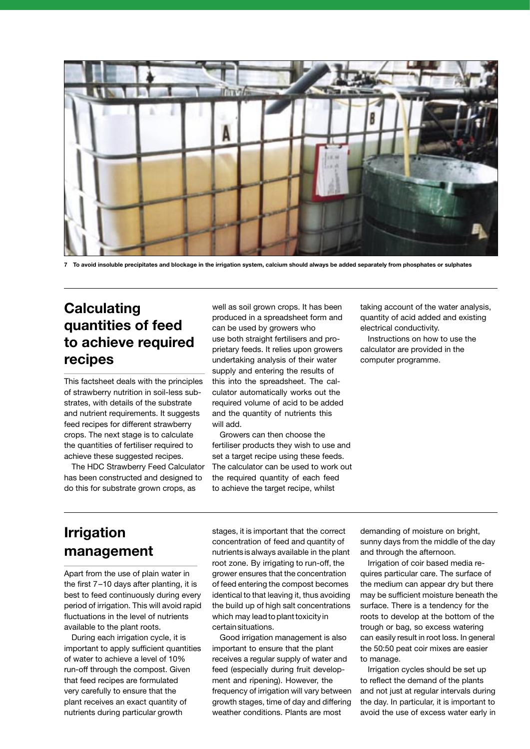7 To avoid insoluble precipitates and blockage in the irrigation system, calcium should always be added separately from phosphates or sulphates

## Calculating quantities of feed to achieve required recipes

This factsheet deals with the principles of strawberry nutrition in soil-less substrates, with details of the substrate and nutrient requirements. It suggests feed recipes for different strawberry crops. The next stage is to calculate the quantities of fertiliser required to achieve these suggested recipes.

The HDC Strawberry Feed Calculator has been constructed and designed to do this for substrate grown crops, as well as soil grown crops. It has been produced in a spreadsheet form and can be used by growers who use both straight fertilisers and proprietary feeds. It relies upon growers undertaking analysis of their water supply and entering the results of this into the spreadsheet. The calculator automatically works out the required volume of acid to be added and the quantity of nutrients this will add.

Growers can then choose the fertiliser products they wish to use and set a target recipe using these feeds. The calculator can be used to work out the required quantity of each feed to achieve the target recipe, whilst taking account of the water analysis, quantity of acid added and existing electrical conductivity.

Instructions on how to use the calculator are provided in the computer programme.

## Irrigation management

Apart from the use of plain water in the first 7–10 days after planting, it is best to feed continuously during every period of irrigation. This will avoid rapid fluctuations in the level of nutrients available to the plant roots.

During each irrigation cycle, it is important to apply sufficient quantities of water to achieve a level of 10% run-off through the compost. Given that feed recipes are formulated very carefully to ensure that the plant receives an exact quantity of nutrients during particular growth stages, it is important that the correct concentration of feed and quantity of nutrients is always available in the plant root zone. By irrigating to run-off, the grower ensures that the concentration of feed entering the compost becomes identical to that leaving it, thus avoiding the build up of high salt concentrations which may lead to plant toxicity in certain situations.

Good irrigation management is also important to ensure that the plant receives a regular supply of water and feed (especially during fruit development and ripening). However, the frequency of irrigation will vary between growth stages, time of day and differing weather conditions. Plants are most demanding of moisture on bright, sunny days from the middle of the day and through the afternoon.

Irrigation of coir based media requires particular care. The surface of the medium can appear dry but there may be sufficient moisture beneath the surface. There is a tendency for the roots to develop at the bottom of the trough or bag, so excess watering can easily result in root loss. In general the 50:50 peat coir mixes are easier to manage.

Irrigation cycles should be set up to reflect the demand of the plants and not just at regular intervals during the day. In particular, it is important to avoid the use of excess water early in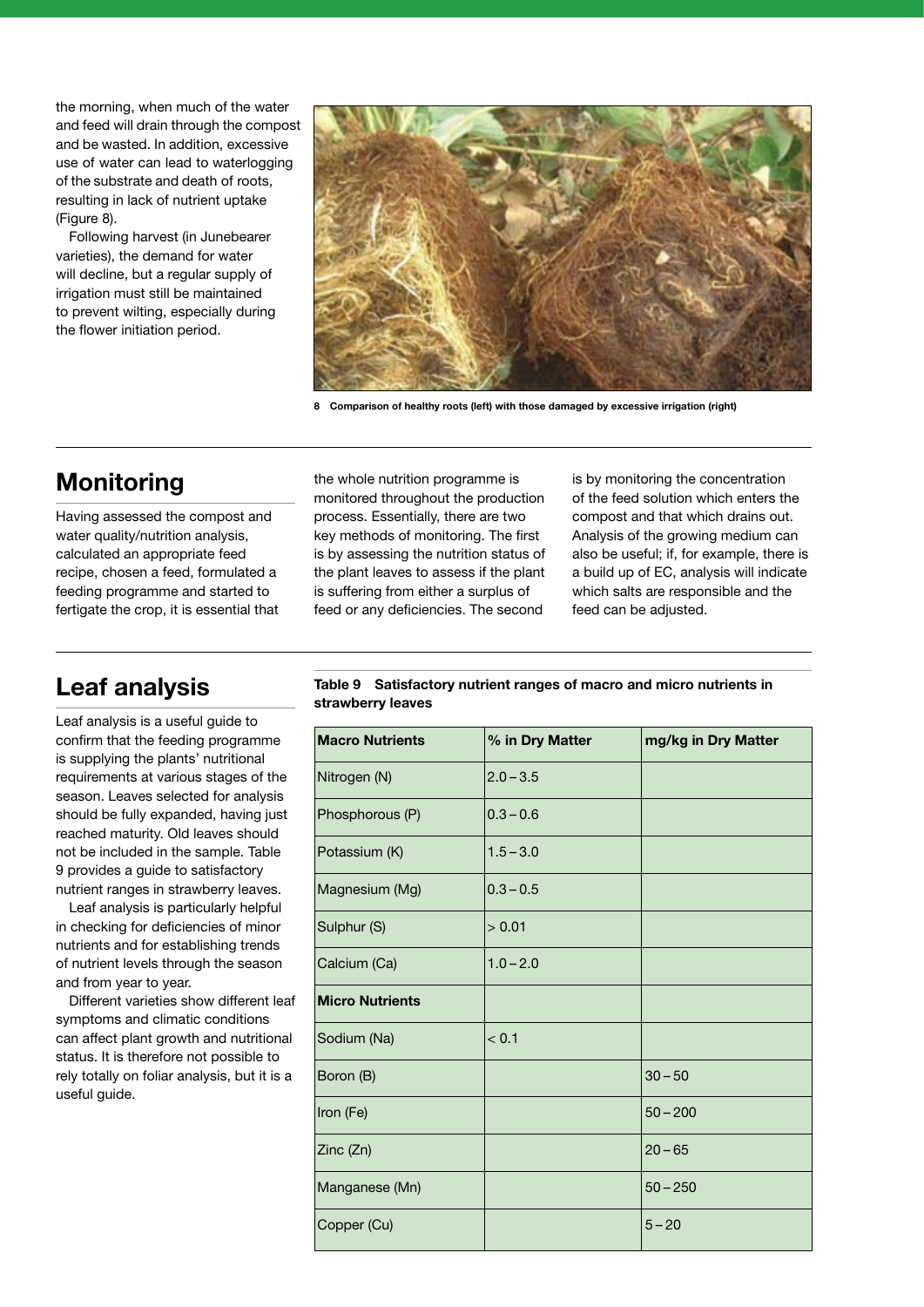the morning, when much of the water and feed will drain through the compost and be wasted. In addition, excessive use of water can lead to waterlogging of the substrate and death of roots, resulting in lack of nutrient uptake (Figure 8).

Following harvest (in Junebearer varieties), the demand for water will decline, but a regular supply of irrigation must still be maintained to prevent wilting, especially during the flower initiation period.

**8 Comparison of healthy roots (left) with those damaged by excessive irrigation (right)**

## Monitoring

Having assessed the compost and water quality/nutrition analysis, calculated an appropriate feed recipe, chosen a feed, formulated a feeding programme and started to fertigate the crop, it is essential that the whole nutrition programme is monitored throughout the production process. Essentially, there are two key methods of monitoring. The first is by assessing the nutrition status of the plant leaves to assess if the plant is suffering from either a surplus of feed or any deficiencies. The second is by monitoring the concentration of the feed solution which enters the compost and that which drains out. Analysis of the growing medium can also be useful; if, for example, there is a build up of EC, analysis will indicate which salts are responsible and the feed can be adjusted.

## Leaf analysis

Leaf analysis is a useful guide to confirm that the feeding programme is supplying the plants' nutritional requirements at various stages of the season. Leaves selected for analysis should be fully expanded, having just reached maturity. Old leaves should not be included in the sample. Table 9 provides a guide to satisfactory nutrient ranges in strawberry leaves.

Leaf analysis is particularly helpful in checking for deficiencies of minor nutrients and for establishing trends of nutrient levels through the season and from year to year.

Different varieties show different leaf symptoms and climatic conditions can affect plant growth and nutritional status. It is therefore not possible to rely totally on foliar analysis, but it is a useful guide.

**Table 9 Satisfactory nutrient ranges of macro and micro nutrients in strawberry leaves**

| **Macro Nutrients** | **% in Dry Matter** | **mg/kg in Dry Matter** |
|---|---|---|
| Nitrogen (N) | 2.0 – 3.5 | |
| Phosphorous (P) | 0.3 – 0.6 | |
| Potassium (K) | 1.5 – 3.0 | |
| Magnesium (Mg) | 0.3 – 0.5 | |
| Sulphur (S) | > 0.01 | |
| Calcium (Ca) | 1.0 – 2.0 | |
| **Micro Nutrients** | | |
| Sodium (Na) | < 0.1 | |
| Boron (B) | | 30 – 50 |
| Iron (Fe) | | 50 – 200 |
| Zinc (Zn) | | 20 – 65 |
| Manganese (Mn) | | 50 – 250 |
| Copper (Cu) | | 5 – 20 |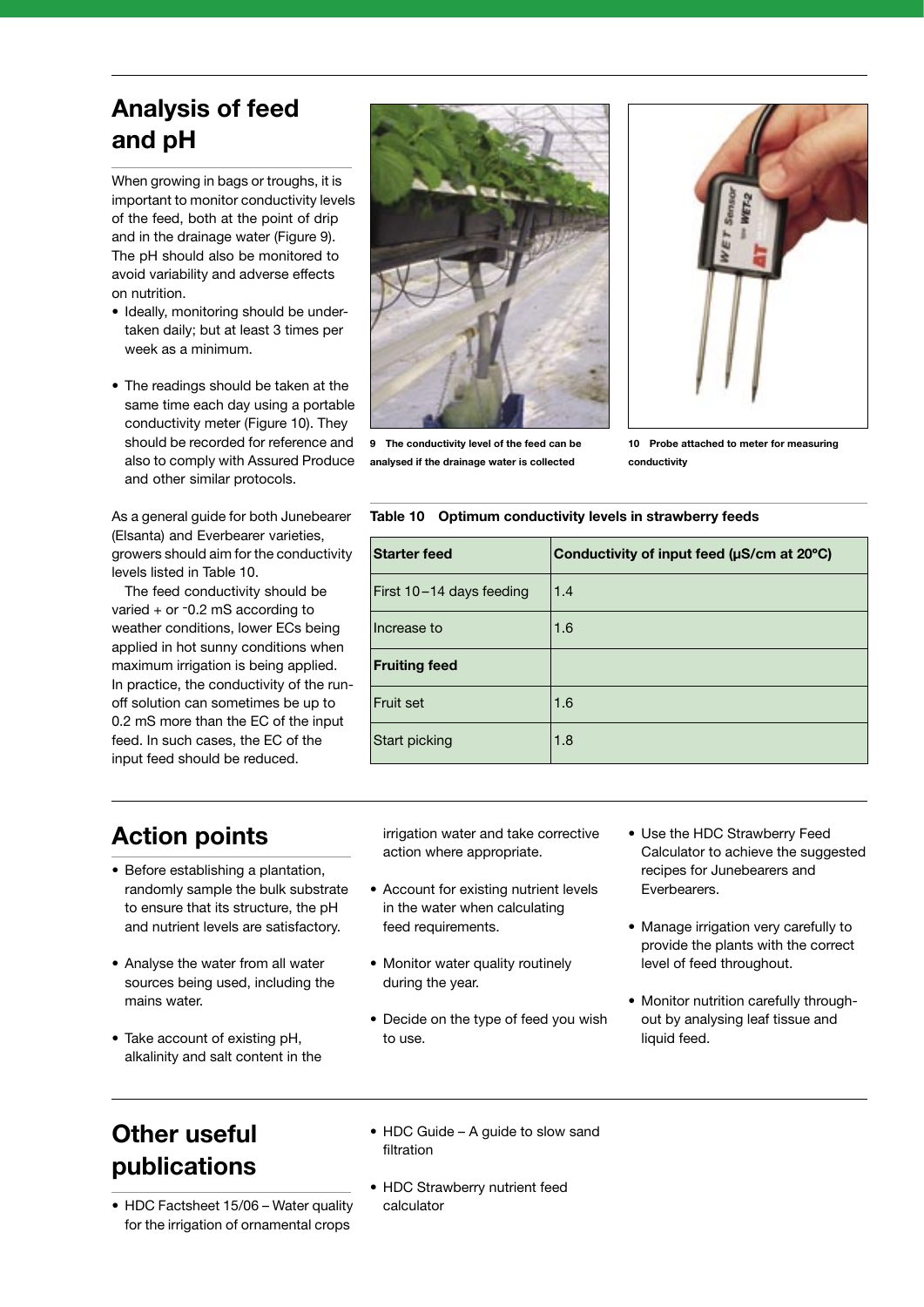## Analysis of feed and pH

When growing in bags or troughs, it is important to monitor conductivity levels of the feed, both at the point of drip and in the drainage water (Figure 9). The pH should also be monitored to avoid variability and adverse effects on nutrition.

- Ideally, monitoring should be undertaken daily; but at least 3 times per week as a minimum.
- The readings should be taken at the same time each day using a portable conductivity meter (Figure 10). They should be recorded for reference and also to comply with Assured Produce and other similar protocols.

9 The conductivity level of the feed can be analysed if the drainage water is collected

10 Probe attached to meter for measuring conductivity

As a general guide for both Junebearer (Elsanta) and Everbearer varieties, growers should aim for the conductivity levels listed in Table 10.

The feed conductivity should be varied + or - 0.2 mS according to weather conditions, lower ECs being applied in hot sunny conditions when maximum irrigation is being applied. In practice, the conductivity of the run-off solution can sometimes be up to 0.2 mS more than the EC of the input feed. In such cases, the EC of the input feed should be reduced.

**Table 10 Optimum conductivity levels in strawberry feeds**

| **Starter feed** | **Conductivity of input feed (µS/cm at 20ºC)** |
|---|---|
| First 10–14 days feeding | 1.4 |
| Increase to | 1.6 |
| **Fruiting feed** | |
| Fruit set | 1.6 |
| Start picking | 1.8 |

## Action points

- Before establishing a plantation, randomly sample the bulk substrate to ensure that its structure, the pH and nutrient levels are satisfactory.
- Analyse the water from all water sources being used, including the mains water.
- Take account of existing pH, alkalinity and salt content in the irrigation water and take corrective action where appropriate.
- Account for existing nutrient levels in the water when calculating feed requirements.
- Monitor water quality routinely during the year.
- Decide on the type of feed you wish to use.
- Use the HDC Strawberry Feed Calculator to achieve the suggested recipes for Junebearers and Everbearers.
- Manage irrigation very carefully to provide the plants with the correct level of feed throughout.
- Monitor nutrition carefully throughout by analysing leaf tissue and liquid feed.

## Other useful publications

- HDC Factsheet 15/06 – Water quality for the irrigation of ornamental crops
- HDC Guide – A guide to slow sand filtration
- HDC Strawberry nutrient feed calculator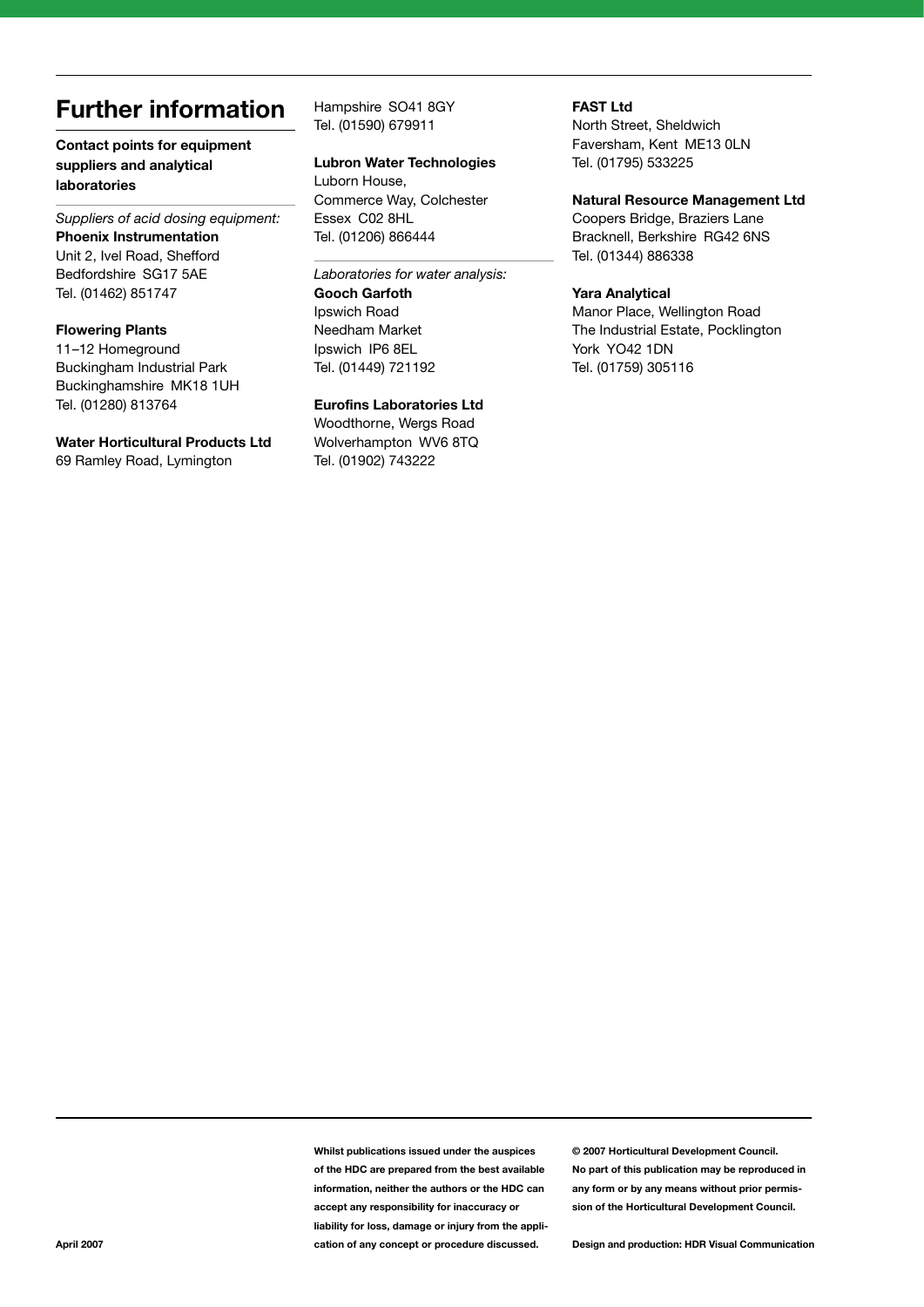# Further information

**Contact points for equipment suppliers and analytical laboratories**

*Suppliers of acid dosing equipment:*

**Phoenix Instrumentation**
Unit 2, Ivel Road, Shefford
Bedfordshire SG17 5AE
Tel. (01462) 851747

**Flowering Plants**
11–12 Homeground
Buckingham Industrial Park
Buckinghamshire MK18 1UH
Tel. (01280) 813764

**Water Horticultural Products Ltd**
69 Ramley Road, Lymington
Hampshire SO41 8GY
Tel. (01590) 679911

**Lubron Water Technologies**
Luborn House,
Commerce Way, Colchester
Essex C02 8HL
Tel. (01206) 866444

*Laboratories for water analysis:*

**Gooch Garfoth**
Ipswich Road
Needham Market
Ipswich IP6 8EL
Tel. (01449) 721192

**Eurofins Laboratories Ltd**
Woodthorne, Wergs Road
Wolverhampton WV6 8TQ
Tel. (01902) 743222

**FAST Ltd**
North Street, Sheldwich
Faversham, Kent ME13 0LN
Tel. (01795) 533225

**Natural Resource Management Ltd**
Coopers Bridge, Braziers Lane
Bracknell, Berkshire RG42 6NS
Tel. (01344) 886338

**Yara Analytical**
Manor Place, Wellington Road
The Industrial Estate, Pocklington
York YO42 1DN
Tel. (01759) 305116

**April 2007**

**Whilst publications issued under the auspices of the HDC are prepared from the best available information, neither the authors or the HDC can accept any responsibility for inaccuracy or liability for loss, damage or injury from the application of any concept or procedure discussed.**

**© 2007 Horticultural Development Council. No part of this publication may be reproduced in any form or by any means without prior permission of the Horticultural Development Council.**

**Design and production: HDR Visual Communication**